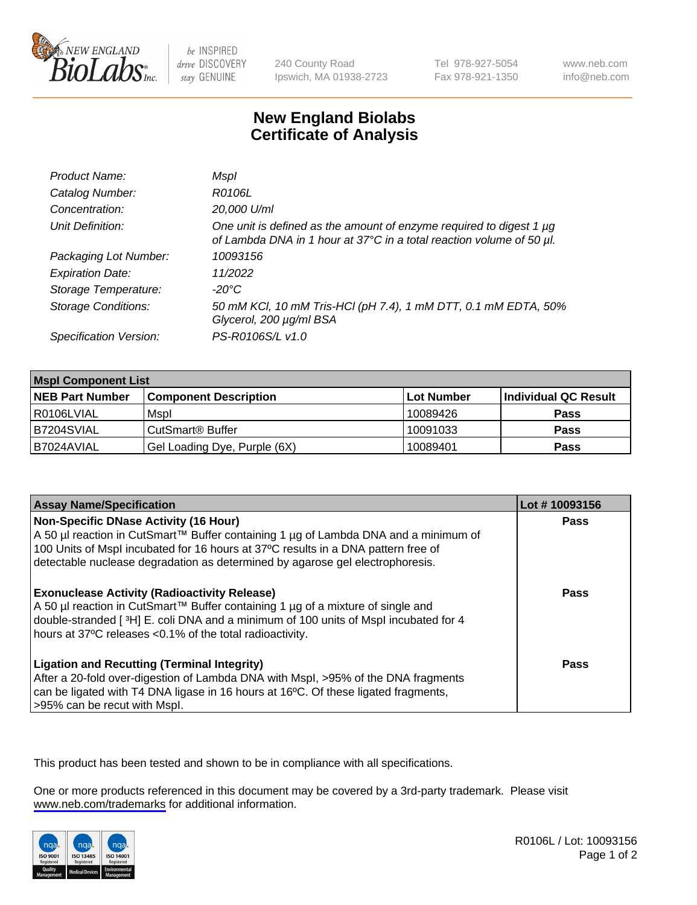New England BioLabs Inc. — be INSPIRED drive DISCOVERY stay GENUINE

240 County Road
Ipswich, MA 01938-2723

Tel 978-927-5054
Fax 978-921-1350

www.neb.com
info@neb.com

# New England Biolabs Certificate of Analysis

| | |
|---|---|
| *Product Name:* | *MspI* |
| *Catalog Number:* | *R0106L* |
| *Concentration:* | *20,000 U/ml* |
| *Unit Definition:* | *One unit is defined as the amount of enzyme required to digest 1 µg of Lambda DNA in 1 hour at 37°C in a total reaction volume of 50 µl.* |
| *Packaging Lot Number:* | *10093156* |
| *Expiration Date:* | *11/2022* |
| *Storage Temperature:* | *-20°C* |
| *Storage Conditions:* | *50 mM KCl, 10 mM Tris-HCl (pH 7.4), 1 mM DTT, 0.1 mM EDTA, 50% Glycerol, 200 µg/ml BSA* |
| *Specification Version:* | *PS-R0106S/L v1.0* |

| **MspI Component List** | | | |
|---|---|---|---|
| **NEB Part Number** | **Component Description** | **Lot Number** | **Individual QC Result** |
| R0106LVIAL | MspI | 10089426 | **Pass** |
| B7204SVIAL | CutSmart® Buffer | 10091033 | **Pass** |
| B7024AVIAL | Gel Loading Dye, Purple (6X) | 10089401 | **Pass** |

| **Assay Name/Specification** | **Lot # 10093156** |
|---|---|
| **Non-Specific DNase Activity (16 Hour)** A 50 µl reaction in CutSmart™ Buffer containing 1 µg of Lambda DNA and a minimum of 100 Units of MspI incubated for 16 hours at 37ºC results in a DNA pattern free of detectable nuclease degradation as determined by agarose gel electrophoresis. | **Pass** |
| **Exonuclease Activity (Radioactivity Release)** A 50 µl reaction in CutSmart™ Buffer containing 1 µg of a mixture of single and double-stranded [ $^3$H] E. coli DNA and a minimum of 100 units of MspI incubated for 4 hours at 37ºC releases <0.1% of the total radioactivity. | **Pass** |
| **Ligation and Recutting (Terminal Integrity)** After a 20-fold over-digestion of Lambda DNA with MspI, >95% of the DNA fragments can be ligated with T4 DNA ligase in 16 hours at 16ºC. Of these ligated fragments, >95% can be recut with MspI. | **Pass** |

This product has been tested and shown to be in compliance with all specifications.

One or more products referenced in this document may be covered by a 3rd-party trademark. Please visit www.neb.com/trademarks for additional information.

ISO 9001 Registered Quality Management | ISO 13485 Registered Medical Devices | ISO 14001 Registered Environmental Management

R0106L / Lot: 10093156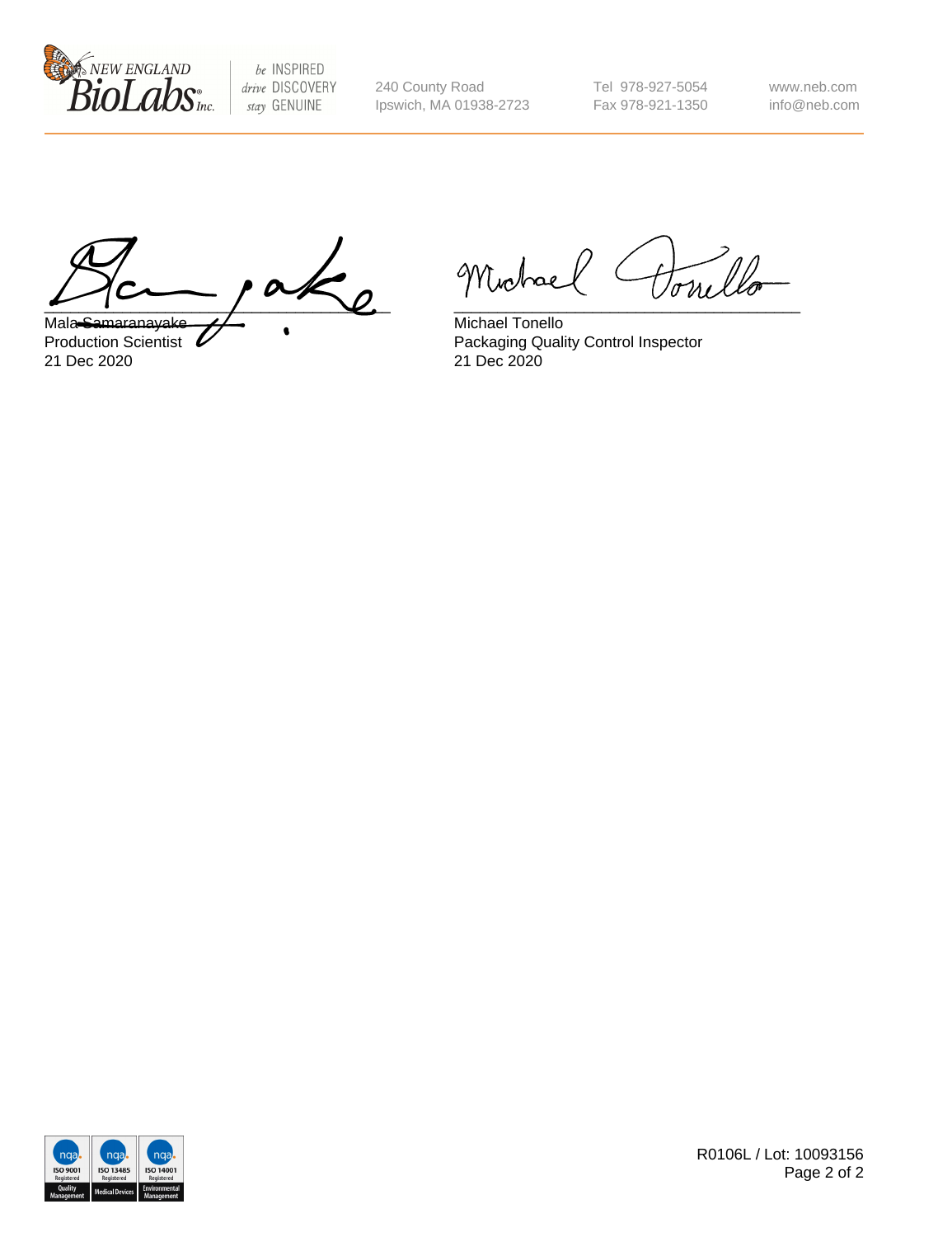Mala Samaranayake
Production Scientist
21 Dec 2020

Michael Tonello
Packaging Quality Control Inspector
21 Dec 2020

R0106L / Lot: 10093156